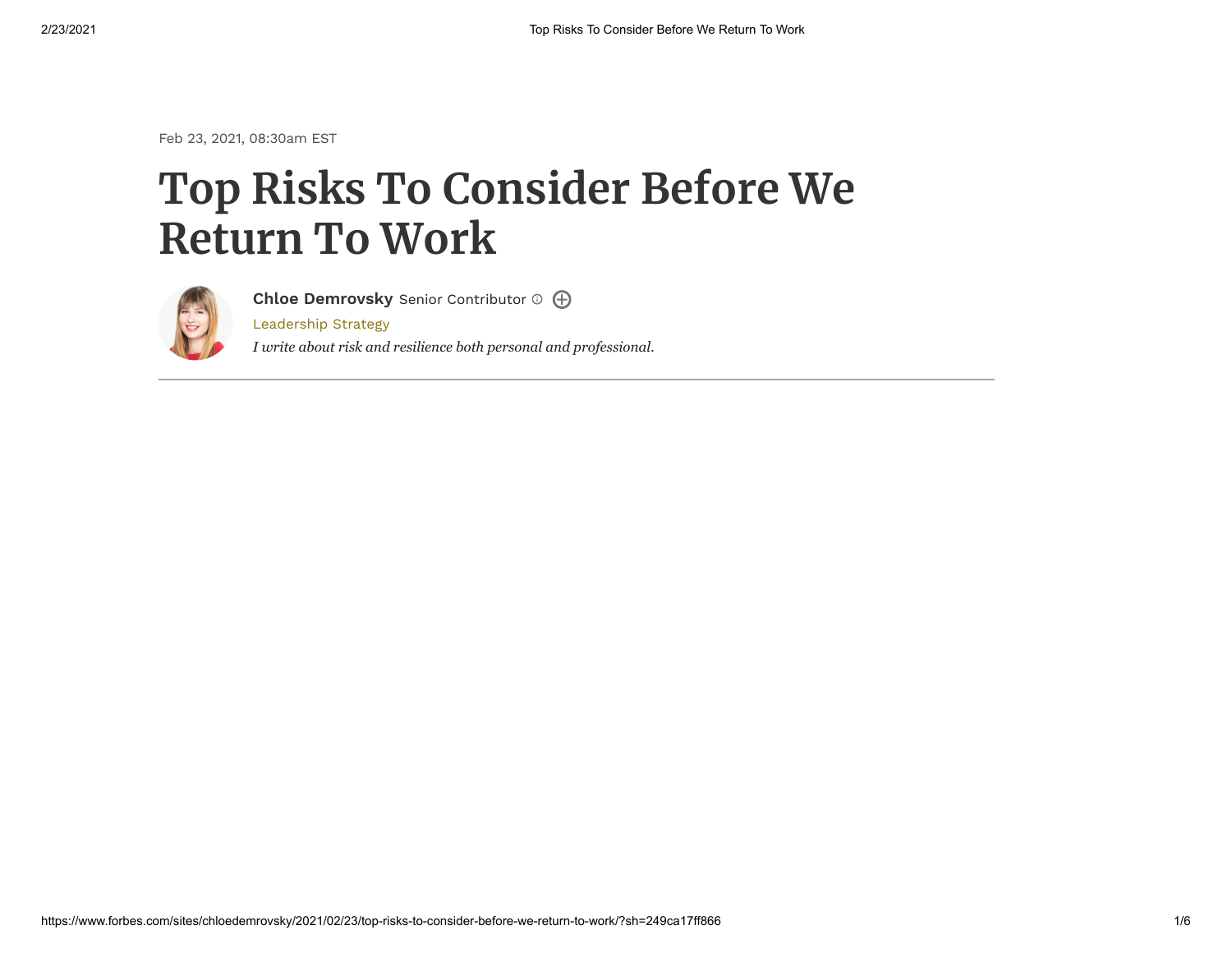Feb 23, 2021, 08:30am EST

# Top Risks To Consider Before We Return To Work

**Chloe Demrovsky** Senior Contributor

Leadership Strategy

*I write about risk and resilience both personal and professional.*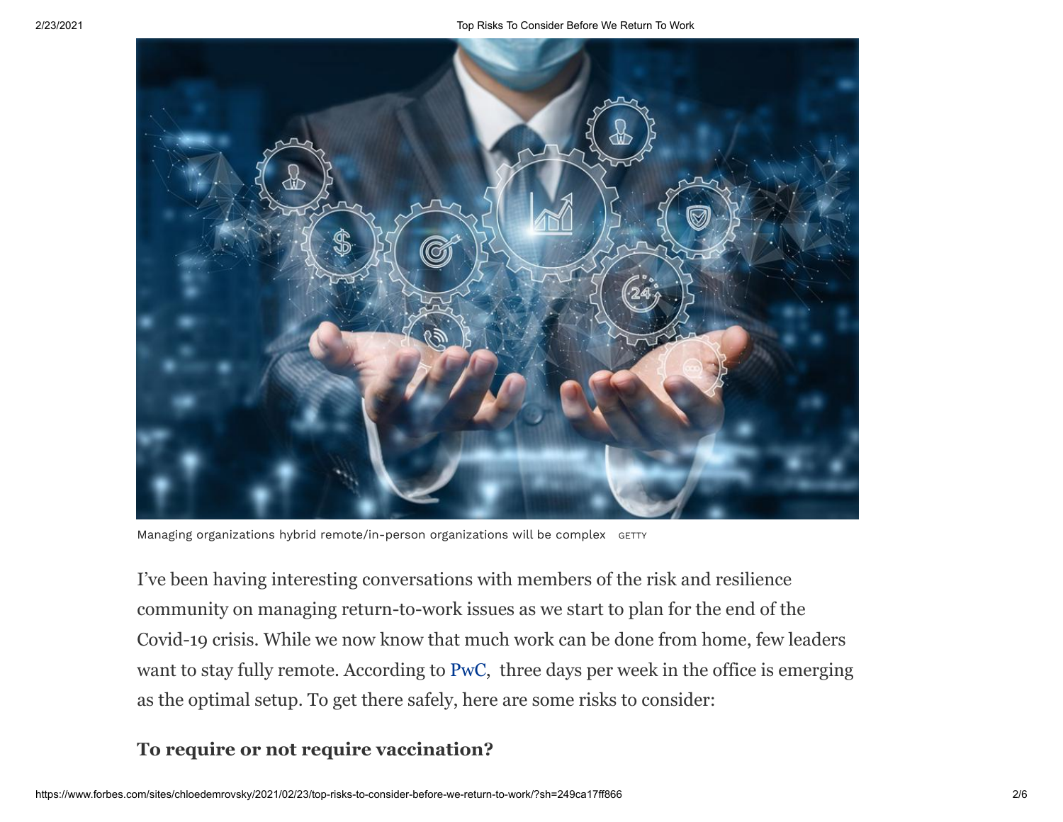Managing organizations hybrid remote/in-person organizations will be complex GETTY

I’ve been having interesting conversations with members of the risk and resilience community on managing return-to-work issues as we start to plan for the end of the Covid-19 crisis. While we now know that much work can be done from home, few leaders want to stay fully remote. According to PwC, three days per week in the office is emerging as the optimal setup. To get there safely, here are some risks to consider:

## To require or not require vaccination?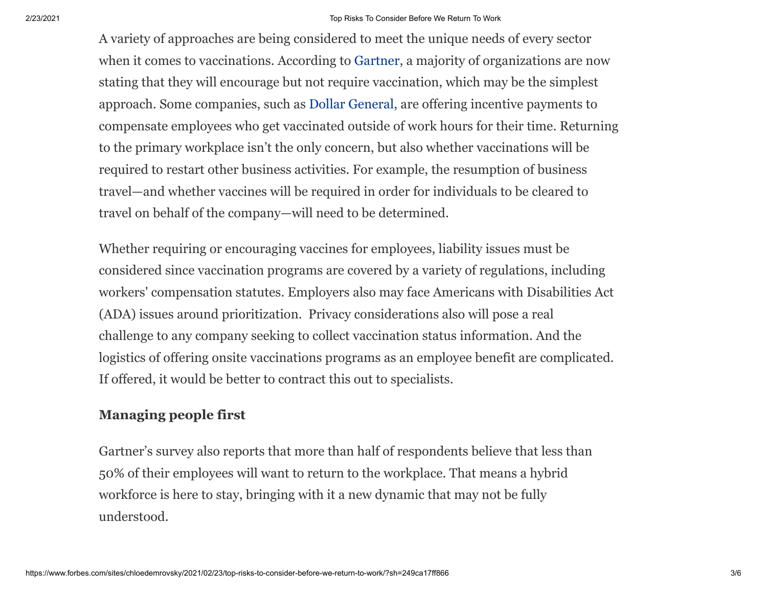A variety of approaches are being considered to meet the unique needs of every sector when it comes to vaccinations. According to Gartner, a majority of organizations are now stating that they will encourage but not require vaccination, which may be the simplest approach. Some companies, such as Dollar General, are offering incentive payments to compensate employees who get vaccinated outside of work hours for their time. Returning to the primary workplace isn't the only concern, but also whether vaccinations will be required to restart other business activities. For example, the resumption of business travel—and whether vaccines will be required in order for individuals to be cleared to travel on behalf of the company—will need to be determined.

Whether requiring or encouraging vaccines for employees, liability issues must be considered since vaccination programs are covered by a variety of regulations, including workers' compensation statutes. Employers also may face Americans with Disabilities Act (ADA) issues around prioritization. Privacy considerations also will pose a real challenge to any company seeking to collect vaccination status information. And the logistics of offering onsite vaccinations programs as an employee benefit are complicated. If offered, it would be better to contract this out to specialists.

### Managing people first

Gartner's survey also reports that more than half of respondents believe that less than 50% of their employees will want to return to the workplace. That means a hybrid workforce is here to stay, bringing with it a new dynamic that may not be fully understood.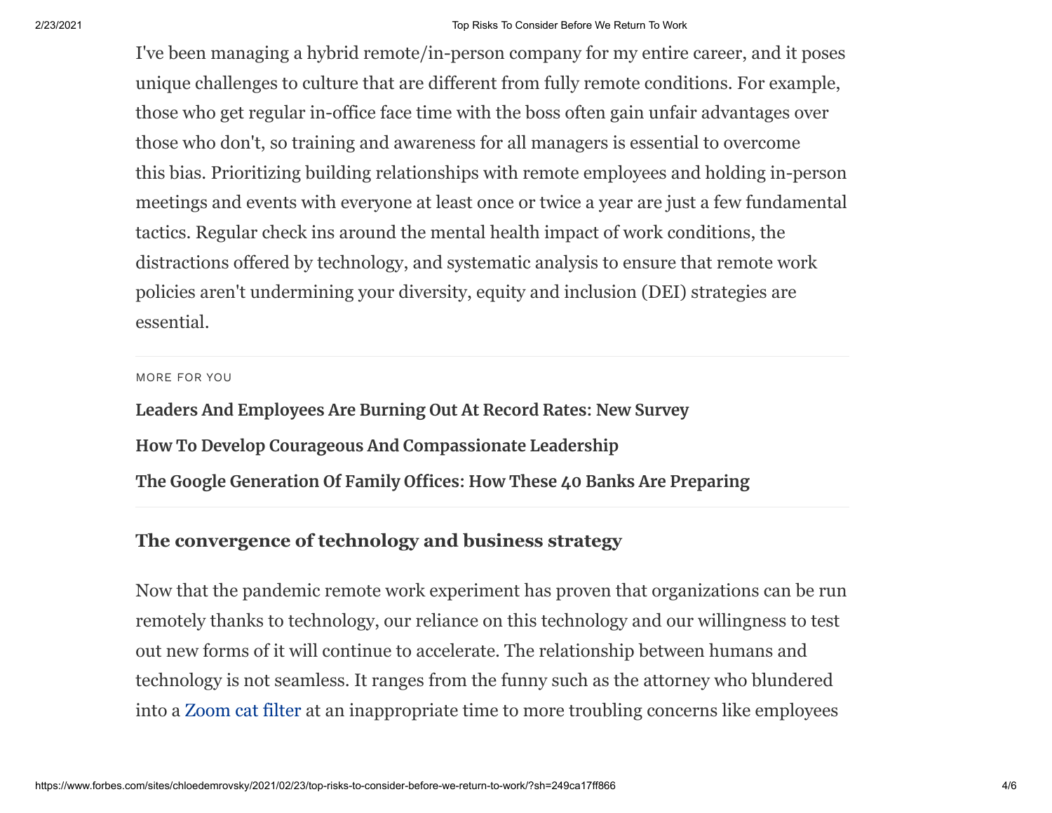I've been managing a hybrid remote/in-person company for my entire career, and it poses unique challenges to culture that are different from fully remote conditions. For example, those who get regular in-office face time with the boss often gain unfair advantages over those who don't, so training and awareness for all managers is essential to overcome this bias. Prioritizing building relationships with remote employees and holding in-person meetings and events with everyone at least once or twice a year are just a few fundamental tactics. Regular check ins around the mental health impact of work conditions, the distractions offered by technology, and systematic analysis to ensure that remote work policies aren't undermining your diversity, equity and inclusion (DEI) strategies are essential.

MORE FOR YOU

**Leaders And Employees Are Burning Out At Record Rates: New Survey**

**How To Develop Courageous And Compassionate Leadership**

**The Google Generation Of Family Offices: How These 40 Banks Are Preparing**

## The convergence of technology and business strategy

Now that the pandemic remote work experiment has proven that organizations can be run remotely thanks to technology, our reliance on this technology and our willingness to test out new forms of it will continue to accelerate. The relationship between humans and technology is not seamless. It ranges from the funny such as the attorney who blundered into a Zoom cat filter at an inappropriate time to more troubling concerns like employees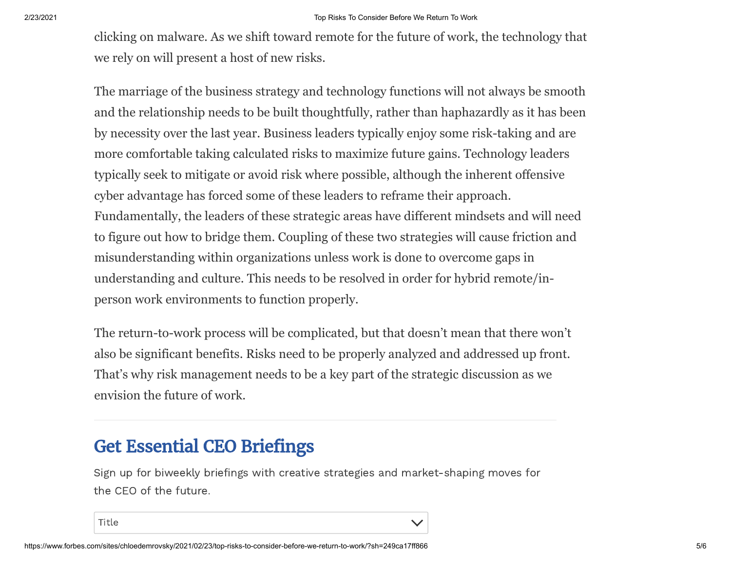clicking on malware. As we shift toward remote for the future of work, the technology that we rely on will present a host of new risks.

The marriage of the business strategy and technology functions will not always be smooth and the relationship needs to be built thoughtfully, rather than haphazardly as it has been by necessity over the last year. Business leaders typically enjoy some risk-taking and are more comfortable taking calculated risks to maximize future gains. Technology leaders typically seek to mitigate or avoid risk where possible, although the inherent offensive cyber advantage has forced some of these leaders to reframe their approach. Fundamentally, the leaders of these strategic areas have different mindsets and will need to figure out how to bridge them. Coupling of these two strategies will cause friction and misunderstanding within organizations unless work is done to overcome gaps in understanding and culture. This needs to be resolved in order for hybrid remote/in-person work environments to function properly.

The return-to-work process will be complicated, but that doesn't mean that there won't also be significant benefits. Risks need to be properly analyzed and addressed up front. That's why risk management needs to be a key part of the strategic discussion as we envision the future of work.

---

## Get Essential CEO Briefings

Sign up for biweekly briefings with creative strategies and market-shaping moves for the CEO of the future.

Title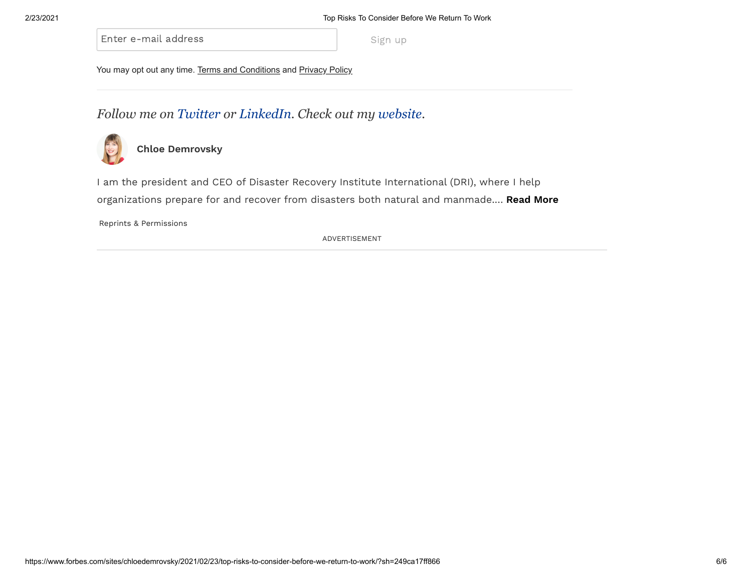Enter e-mail address

Sign up

You may opt out any time. Terms and Conditions and Privacy Policy

*Follow me on Twitter or LinkedIn. Check out my website.*

**Chloe Demrovsky**

I am the president and CEO of Disaster Recovery Institute International (DRI), where I help organizations prepare for and recover from disasters both natural and manmade.... **Read More**

Reprints & Permissions

ADVERTISEMENT